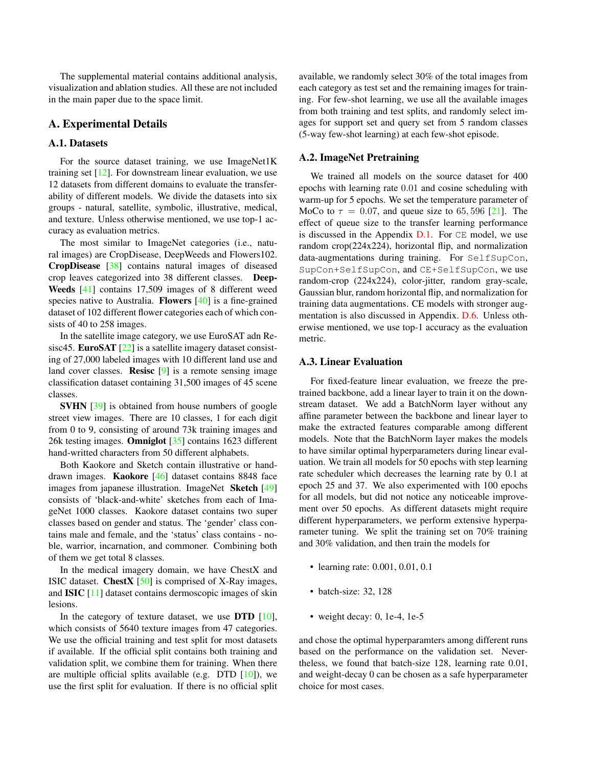The supplemental material contains additional analysis, visualization and ablation studies. All these are not included in the main paper due to the space limit.

## A. Experimental Details

### A.1. Datasets

For the source dataset training, we use ImageNet1K training set [12]. For downstream linear evaluation, we use 12 datasets from different domains to evaluate the transferability of different models. We divide the datasets into six groups - natural, satellite, symbolic, illustrative, medical, and texture. Unless otherwise mentioned, we use top-1 accuracy as evaluation metrics.

The most similar to ImageNet categories (i.e., natural images) are CropDisease, DeepWeeds and Flowers102. **CropDisease** [38] contains natural images of diseased crop leaves categorized into 38 different classes. **DeepWeeds** [41] contains 17,509 images of 8 different weed species native to Australia. **Flowers** [40] is a fine-grained dataset of 102 different flower categories each of which consists of 40 to 258 images.

In the satellite image category, we use EuroSAT adn Resisc45. **EuroSAT** [22] is a satellite imagery dataset consisting of 27,000 labeled images with 10 different land use and land cover classes. **Resisc** [9] is a remote sensing image classification dataset containing 31,500 images of 45 scene classes.

**SVHN** [39] is obtained from house numbers of google street view images. There are 10 classes, 1 for each digit from 0 to 9, consisting of around 73k training images and 26k testing images. **Omniglot** [35] contains 1623 different hand-writted characters from 50 different alphabets.

Both Kaokore and Sketch contain illustrative or hand-drawn images. **Kaokore** [46] dataset contains 8848 face images from japanese illustration. ImageNet **Sketch** [49] consists of 'black-and-white' sketches from each of ImageNet 1000 classes. Kaokore dataset contains two super classes based on gender and status. The 'gender' class contains male and female, and the 'status' class contains - noble, warrior, incarnation, and commoner. Combining both of them we get total 8 classes.

In the medical imagery domain, we have ChestX and ISIC dataset. **ChestX** [50] is comprised of X-Ray images, and **ISIC** [11] dataset contains dermoscopic images of skin lesions.

In the category of texture dataset, we use **DTD** [10], which consists of 5640 texture images from 47 categories. We use the official training and test split for most datasets if available. If the official split contains both training and validation split, we combine them for training. When there are multiple official splits available (e.g. DTD [10]), we use the first split for evaluation. If there is no official split available, we randomly select 30% of the total images from each category as test set and the remaining images for training. For few-shot learning, we use all the available images from both training and test splits, and randomly select images for support set and query set from 5 random classes (5-way few-shot learning) at each few-shot episode.

### A.2. ImageNet Pretraining

We trained all models on the source dataset for 400 epochs with learning rate $0.01$ and cosine scheduling with warm-up for 5 epochs. We set the temperature parameter of MoCo to $\tau = 0.07$, and queue size to $65,596$ [21]. The effect of queue size to the transfer learning performance is discussed in the Appendix D.1. For `CE` model, we use random crop(224x224), horizontal flip, and normalization data-augmentations during training. For `SelfSupCon`, `SupCon+SelfSupCon`, and `CE+SelfSupCon`, we use random-crop (224x224), color-jitter, random gray-scale, Gaussian blur, random horizontal flip, and normalization for training data augmentations. CE models with stronger augmentation is also discussed in Appendix. D.6. Unless otherwise mentioned, we use top-1 accuracy as the evaluation metric.

### A.3. Linear Evaluation

For fixed-feature linear evaluation, we freeze the pretrained backbone, add a linear layer to train it on the downstream dataset. We add a BatchNorm layer without any affine parameter between the backbone and linear layer to make the extracted features comparable among different models. Note that the BatchNorm layer makes the models to have similar optimal hyperparameters during linear evaluation. We train all models for 50 epochs with step learning rate scheduler which decreases the learning rate by 0.1 at epoch 25 and 37. We also experimented with 100 epochs for all models, but did not notice any noticeable improvement over 50 epochs. As different datasets might require different hyperparameters, we perform extensive hyperparameter tuning. We split the training set on 70% training and 30% validation, and then train the models for

- learning rate: 0.001, 0.01, 0.1
- batch-size: 32, 128
- weight decay: 0, 1e-4, 1e-5

and chose the optimal hyperparamters among different runs based on the performance on the validation set. Nevertheless, we found that batch-size 128, learning rate 0.01, and weight-decay 0 can be chosen as a safe hyperparameter choice for most cases.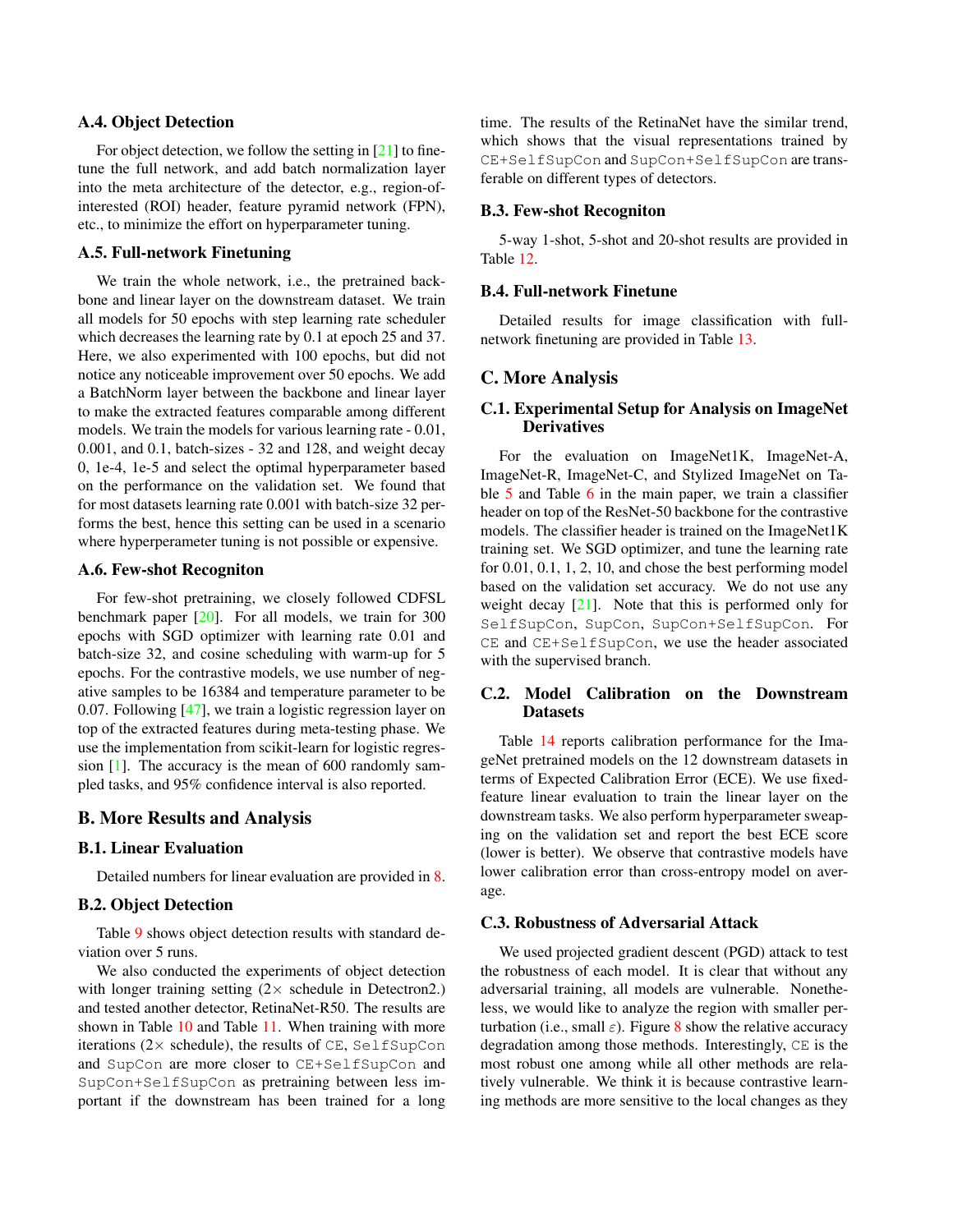### A.4. Object Detection

For object detection, we follow the setting in [21] to finetune the full network, and add batch normalization layer into the meta architecture of the detector, e.g., region-of-interested (ROI) header, feature pyramid network (FPN), etc., to minimize the effort on hyperparameter tuning.

### A.5. Full-network Finetuning

We train the whole network, i.e., the pretrained backbone and linear layer on the downstream dataset. We train all models for 50 epochs with step learning rate scheduler which decreases the learning rate by 0.1 at epoch 25 and 37. Here, we also experimented with 100 epochs, but did not notice any noticeable improvement over 50 epochs. We add a BatchNorm layer between the backbone and linear layer to make the extracted features comparable among different models. We train the models for various learning rate - 0.01, 0.001, and 0.1, batch-sizes - 32 and 128, and weight decay 0, 1e-4, 1e-5 and select the optimal hyperparameter based on the performance on the validation set. We found that for most datasets learning rate 0.001 with batch-size 32 performs the best, hence this setting can be used in a scenario where hyperperameter tuning is not possible or expensive.

### A.6. Few-shot Recogniton

For few-shot pretraining, we closely followed CDFSL benchmark paper [20]. For all models, we train for 300 epochs with SGD optimizer with learning rate 0.01 and batch-size 32, and cosine scheduling with warm-up for 5 epochs. For the contrastive models, we use number of negative samples to be 16384 and temperature parameter to be 0.07. Following [47], we train a logistic regression layer on top of the extracted features during meta-testing phase. We use the implementation from scikit-learn for logistic regression [1]. The accuracy is the mean of 600 randomly sampled tasks, and 95% confidence interval is also reported.

## B. More Results and Analysis

### B.1. Linear Evaluation

Detailed numbers for linear evaluation are provided in 8.

### B.2. Object Detection

Table 9 shows object detection results with standard deviation over 5 runs.

We also conducted the experiments of object detection with longer training setting (2× schedule in Detectron2.) and tested another detector, RetinaNet-R50. The results are shown in Table 10 and Table 11. When training with more iterations (2× schedule), the results of `CE`, `SelfSupCon` and `SupCon` are more closer to `CE+SelfSupCon` and `SupCon+SelfSupCon` as pretraining between less important if the downstream has been trained for a long time. The results of the RetinaNet have the similar trend, which shows that the visual representations trained by `CE+SelfSupCon` and `SupCon+SelfSupCon` are transferable on different types of detectors.

### B.3. Few-shot Recogniton

5-way 1-shot, 5-shot and 20-shot results are provided in Table 12.

### B.4. Full-network Finetune

Detailed results for image classification with full-network finetuning are provided in Table 13.

## C. More Analysis

### C.1. Experimental Setup for Analysis on ImageNet Derivatives

For the evaluation on ImageNet1K, ImageNet-A, ImageNet-R, ImageNet-C, and Stylized ImageNet on Table 5 and Table 6 in the main paper, we train a classifier header on top of the ResNet-50 backbone for the contrastive models. The classifier header is trained on the ImageNet1K training set. We SGD optimizer, and tune the learning rate for 0.01, 0.1, 1, 2, 10, and chose the best performing model based on the validation set accuracy. We do not use any weight decay [21]. Note that this is performed only for `SelfSupCon`, `SupCon`, `SupCon+SelfSupCon`. For `CE` and `CE+SelfSupCon`, we use the header associated with the supervised branch.

### C.2. Model Calibration on the Downstream Datasets

Table 14 reports calibration performance for the ImageNet pretrained models on the 12 downstream datasets in terms of Expected Calibration Error (ECE). We use fixed-feature linear evaluation to train the linear layer on the downstream tasks. We also perform hyperparameter sweaping on the validation set and report the best ECE score (lower is better). We observe that contrastive models have lower calibration error than cross-entropy model on average.

### C.3. Robustness of Adversarial Attack

We used projected gradient descent (PGD) attack to test the robustness of each model. It is clear that without any adversarial training, all models are vulnerable. Nonetheless, we would like to analyze the region with smaller perturbation (i.e., small $\varepsilon$). Figure 8 show the relative accuracy degradation among those methods. Interestingly, `CE` is the most robust one among while all other methods are relatively vulnerable. We think it is because contrastive learning methods are more sensitive to the local changes as they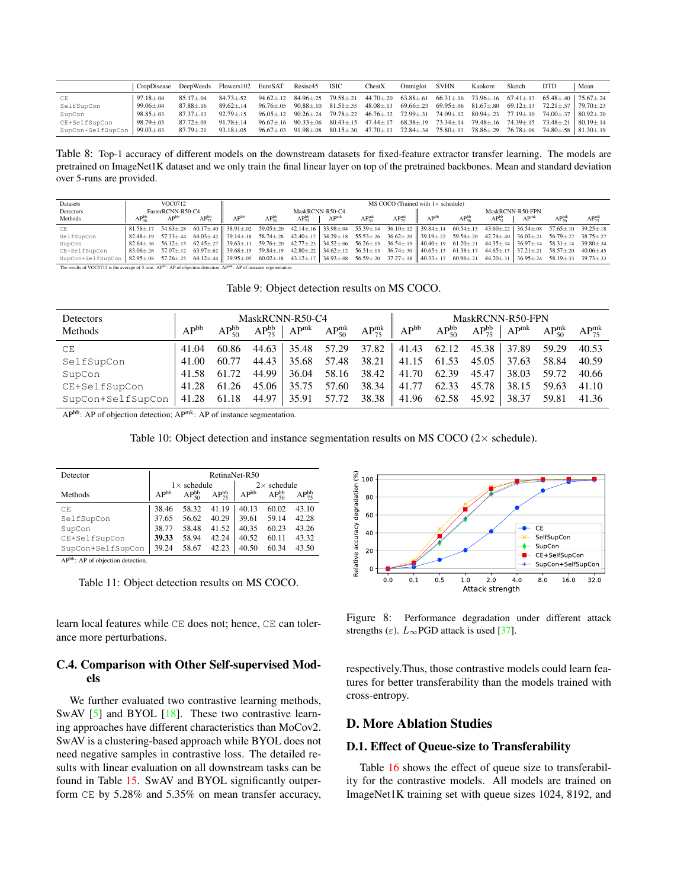| | CropDisease | DeepWeeds | Flowers102 | EuroSAT | Resisc45 | ISIC | ChestX | Omniglot | SVHN | Kaokore | Sketch | DTD | Mean |
|---|---|---|---|---|---|---|---|---|---|---|---|---|---|
| CE | 97.18±.04 | 85.17±.04 | 84.73±.52 | 94.62±.12 | 84.96±.25 | 79.58±.21 | 44.70±.20 | 63.88±.61 | 66.31±.16 | 73.96±.16 | 67.41±.13 | 65.48±.40 | 75.67±.24 |
| SelfSupCon | 99.06±.04 | 87.88±.16 | 89.62±.14 | 96.76±.05 | 90.88±.10 | 81.51±.35 | 48.08±.13 | 69.66±.23 | 69.95±.06 | 81.67±.80 | 69.12±.13 | 72.21±.57 | 79.70±.23 |
| SupCon | 98.85±.03 | 87.37±.13 | 92.79±.15 | 96.05±.12 | 90.26±.24 | 79.78±.22 | 46.76±.32 | 72.99±.31 | 74.09±.12 | 80.94±.23 | 77.19±.10 | 74.00±.37 | 80.92±.20 |
| CE+SelfSupCon | 98.79±.03 | 87.72±.09 | 91.78±.14 | 96.67±.16 | 90.33±.06 | 80.43±.15 | 47.44±.17 | 68.38±.19 | 73.34±.14 | 79.48±.16 | 74.39±.15 | 73.48±.21 | 80.19±.14 |
| SupCon+SelfSupCon | 99.03±.03 | 87.79±.21 | 93.18±.05 | 96.67±.03 | 91.98±.08 | 80.15±.30 | 47.70±.13 | 72.84±.34 | 75.80±.13 | 78.86±.29 | 76.78±.06 | 74.80±.58 | 81.30±.19 |

Table 8: Top-1 accuracy of different models on the downstream datasets for fixed-feature extractor transfer learning. The models are pretrained on ImageNet1K dataset and we only train the final linear layer on top of the pretrained backbones. Mean and standard deviation over 5-runs are provided.

| Datasets | VOC0712 | | | MS COCO (Trained with 1× schedule) | | | | | | | | | | | |
|---|---|---|---|---|---|---|---|---|---|---|---|---|---|---|---|
| Detectors | FasterRCNN-R50-C4 | | | MaskRCNN-R50-C4 | | | | | | MaskRCNN-R50-FPN | | | | | |
| Methods | $AP^{bb}_{50}$ | $AP^{bb}$ | $AP^{bb}_{75}$ | $AP^{bb}$ | $AP^{bb}_{50}$ | $AP^{bb}_{75}$ | $AP^{mk}$ | $AP^{mk}_{50}$ | $AP^{mk}_{75}$ | $AP^{bb}$ | $AP^{bb}_{50}$ | $AP^{bb}_{75}$ | $AP^{mk}$ | $AP^{mk}_{50}$ | $AP^{mk}_{75}$ |
| CE | 81.58±.17 | 54.63±.28 | 60.17±.40 | 38.91±.02 | 59.05±.20 | 42.14±.16 | 33.98±.04 | 55.39±.14 | 36.10±.12 | 39.84±.14 | 60.54±.13 | 43.60±.22 | 36.54±.08 | 57.65±.10 | 39.25±.18 |
| SelfSupCon | 82.48±.19 | 57.33±.44 | 64.03±.42 | 39.14±.18 | 58.74±.28 | 42.40±.17 | 34.29±.18 | 55.53±.26 | 36.62±.20 | 39.19±.22 | 59.54±.20 | 42.74±.40 | 36.03±.21 | 56.79±.27 | 38.75±.27 |
| SupCon | 82.64±.36 | 56.12±.15 | 62.45±.27 | 39.63±.11 | 59.76±.20 | 42.77±.23 | 34.52±.06 | 56.26±.15 | 36.54±.15 | 40.40±.19 | 61.20±.21 | 44.35±.34 | 36.97±.14 | 58.31±.14 | 39.80±.34 |
| CE+SelfSupCon | 83.06±.26 | 57.07±.12 | 63.97±.62 | 39.68±.15 | 59.84±.19 | 42.80±.22 | 34.62±.12 | 56.31±.13 | 36.74±.30 | 40.65±.13 | 61.38±.17 | 44.65±.15 | 37.21±.21 | 58.57±.20 | 40.06±.45 |
| SupCon+SelfSupCon | 82.95±.08 | 57.26±.25 | 64.12±.44 | 39.95±.05 | 60.02±.18 | 43.12±.17 | 34.93±.08 | 56.59±.20 | 37.27±.18 | 40.33±.17 | 60.96±.21 | 44.20±.31 | 36.95±.24 | 58.19±.33 | 39.73±.33 |

The results of VOC0712 is the average of 5 runs. $AP^{bb}$: AP of objection detection; $AP^{mk}$: AP of instance segmentation.

Table 9: Object detection results on MS COCO.

| Detectors | MaskRCNN-R50-C4 | | | | | | MaskRCNN-R50-FPN | | | | | |
|---|---|---|---|---|---|---|---|---|---|---|---|---|
| Methods | $AP^{bb}$ | $AP^{bb}_{50}$ | $AP^{bb}_{75}$ | $AP^{mk}$ | $AP^{mk}_{50}$ | $AP^{mk}_{75}$ | $AP^{bb}$ | $AP^{bb}_{50}$ | $AP^{bb}_{75}$ | $AP^{mk}$ | $AP^{mk}_{50}$ | $AP^{mk}_{75}$ |
| CE | 41.04 | 60.86 | 44.63 | 35.48 | 57.29 | 37.82 | 41.43 | 62.12 | 45.38 | 37.89 | 59.29 | 40.53 |
| SelfSupCon | 41.00 | 60.77 | 44.43 | 35.68 | 57.48 | 38.21 | 41.15 | 61.53 | 45.05 | 37.63 | 58.84 | 40.59 |
| SupCon | 41.58 | 61.72 | 44.99 | 36.04 | 58.16 | 38.42 | 41.70 | 62.39 | 45.47 | 38.03 | 59.72 | 40.66 |
| CE+SelfSupCon | 41.28 | 61.26 | 45.06 | 35.75 | 57.60 | 38.34 | 41.77 | 62.33 | 45.78 | 38.15 | 59.63 | 41.10 |
| SupCon+SelfSupCon | 41.28 | 61.18 | 44.97 | 35.91 | 57.72 | 38.38 | 41.96 | 62.58 | 45.92 | 38.37 | 59.81 | 41.36 |

$AP^{bb}$: AP of objection detection; $AP^{mk}$: AP of instance segmentation.

Table 10: Object detection and instance segmentation results on MS COCO (2× schedule).

| Detector | RetinaNet-R50 | | | | | |
|---|---|---|---|---|---|---|
| | 1× schedule | | | 2× schedule | | |
| Methods | $AP^{bb}$ | $AP^{bb}_{50}$ | $AP^{bb}_{75}$ | $AP^{bb}$ | $AP^{bb}_{50}$ | $AP^{bb}_{75}$ |
| CE | 38.46 | 58.32 | 41.19 | 40.13 | 60.02 | 43.10 |
| SelfSupCon | 37.65 | 56.62 | 40.29 | 39.61 | 59.14 | 42.28 |
| SupCon | 38.77 | 58.48 | 41.52 | 40.35 | 60.23 | 43.26 |
| CE+SelfSupCon | **39.33** | 58.94 | 42.24 | 40.52 | 60.11 | 43.32 |
| SupCon+SelfSupCon | 39.24 | 58.67 | 42.23 | 40.50 | 60.34 | 43.50 |

$AP^{bb}$: AP of objection detection.

Table 11: Object detection results on MS COCO.

Figure 8: Performance degradation under different attack strengths ($\varepsilon$). $L_\infty$PGD attack is used [37].

learn local features while CE does not; hence, CE can tolerance more perturbations.

## C.4. Comparison with Other Self-supervised Models

We further evaluated two contrastive learning methods, SwAV [5] and BYOL [18]. These two contrastive learning approaches have different characteristics than MoCov2. SwAV is a clustering-based approach while BYOL does not need negative samples in contrastive loss. The detailed results with linear evaluation on all downstream tasks can be found in Table 15. SwAV and BYOL significantly outperform CE by 5.28% and 5.35% on mean transfer accuracy, respectively.Thus, those contrastive models could learn features for better transferability than the models trained with cross-entropy.

# D. More Ablation Studies

## D.1. Effect of Queue-size to Transferability

Table 16 shows the effect of queue size to transferability for the contrastive models. All models are trained on ImageNet1K training set with queue sizes 1024, 8192, and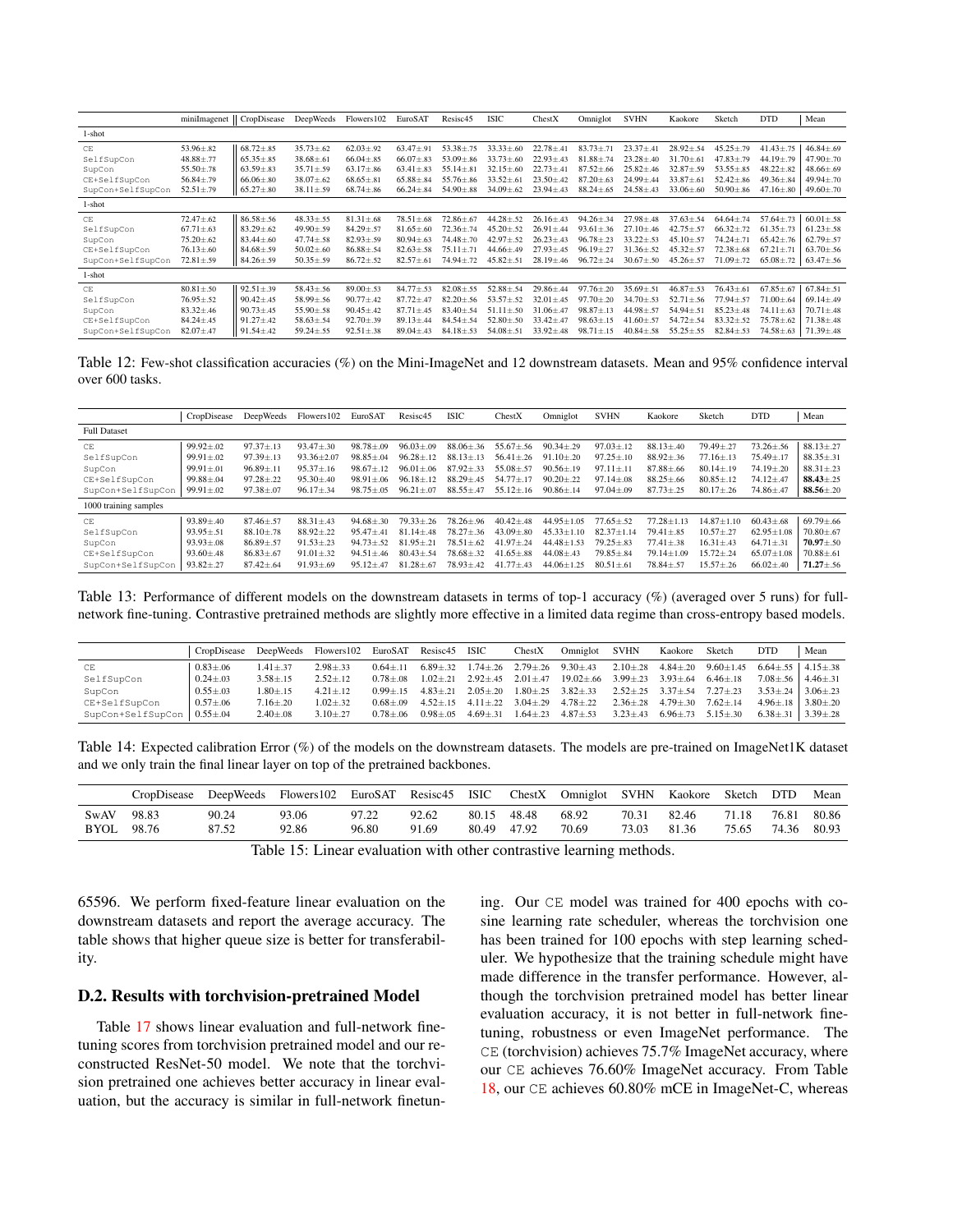| | miniImagenet | CropDisease | DeepWeeds | Flowers102 | EuroSAT | Resisc45 | ISIC | ChestX | Omniglot | SVHN | Kaokore | Sketch | DTD | Mean |
|---|---|---|---|---|---|---|---|---|---|---|---|---|---|---|
| 1-shot | | | | | | | | | | | | | | |
| CE | 53.96±.82 | 68.72±.85 | 35.73±.62 | 62.03±.92 | 63.47±.91 | 53.38±.75 | 33.33±.60 | 22.78±.41 | 83.73±.71 | 23.37±.41 | 28.92±.54 | 45.25±.79 | 41.43±.75 | 46.84±.69 |
| SelfSupCon | 48.88±.77 | 65.35±.85 | 38.68±.61 | 66.04±.85 | 66.07±.83 | 53.09±.86 | 33.73±.60 | 22.93±.43 | 81.88±.74 | 23.28±.40 | 31.70±.61 | 47.83±.79 | 44.19±.79 | 47.90±.70 |
| SupCon | 55.50±.78 | 63.59±.83 | 35.71±.59 | 63.17±.86 | 63.41±.83 | 55.14±.81 | 32.15±.60 | 22.73±.41 | 87.52±.66 | 25.82±.46 | 32.87±.59 | 53.55±.85 | 48.22±.82 | 48.66±.69 |
| CE+SelfSupCon | 56.84±.79 | 66.06±.80 | 38.07±.62 | 68.65±.81 | 65.88±.84 | 55.76±.86 | 33.52±.61 | 23.50±.42 | 87.20±.63 | 24.99±.44 | 33.87±.61 | 52.42±.86 | 49.36±.84 | 49.94±.70 |
| SupCon+SelfSupCon | 52.51±.79 | 65.27±.80 | 38.11±.59 | 68.74±.86 | 66.24±.84 | 54.90±.88 | 34.09±.62 | 23.94±.43 | 88.24±.65 | 24.58±.43 | 33.06±.60 | 50.90±.86 | 47.16±.80 | 49.60±.70 |
| 1-shot | | | | | | | | | | | | | | |
| CE | 72.47±.62 | 86.58±.56 | 48.33±.55 | 81.31±.68 | 78.51±.68 | 72.86±.67 | 44.28±.52 | 26.16±.43 | 94.26±.34 | 27.98±.48 | 37.63±.54 | 64.64±.74 | 57.64±.73 | 60.01±.58 |
| SelfSupCon | 67.71±.63 | 83.29±.62 | 49.90±.59 | 84.29±.57 | 81.65±.60 | 72.36±.74 | 45.20±.52 | 26.91±.44 | 93.61±.36 | 27.10±.46 | 42.75±.57 | 66.32±.72 | 61.35±.73 | 61.23±.58 |
| SupCon | 75.20±.62 | 83.44±.60 | 47.74±.58 | 82.93±.59 | 80.94±.63 | 74.48±.70 | 42.97±.52 | 26.23±.43 | 96.78±.23 | 33.22±.53 | 45.10±.57 | 74.24±.71 | 65.42±.76 | 62.79±.57 |
| CE+SelfSupCon | 76.13±.60 | 84.68±.59 | 50.02±.60 | 86.88±.54 | 82.63±.58 | 75.11±.71 | 44.66±.49 | 27.93±.45 | 96.19±.27 | 31.36±.52 | 45.32±.57 | 72.38±.68 | 67.21±.71 | 63.70±.56 |
| SupCon+SelfSupCon | 72.81±.59 | 84.26±.59 | 50.35±.59 | 86.72±.52 | 82.57±.61 | 74.94±.72 | 45.82±.51 | 28.19±.46 | 96.72±.24 | 30.67±.50 | 45.26±.57 | 71.09±.72 | 65.08±.72 | 63.47±.56 |
| 1-shot | | | | | | | | | | | | | | |
| CE | 80.81±.50 | 92.51±.39 | 58.43±.56 | 89.00±.53 | 84.77±.53 | 82.08±.55 | 52.88±.54 | 29.86±.44 | 97.76±.20 | 35.69±.51 | 46.87±.53 | 76.43±.61 | 67.85±.67 | 67.84±.51 |
| SelfSupCon | 76.95±.52 | 90.42±.45 | 58.99±.56 | 90.77±.42 | 87.72±.47 | 82.20±.56 | 53.57±.52 | 32.01±.45 | 97.70±.20 | 34.70±.53 | 52.71±.56 | 77.94±.57 | 71.00±.64 | 69.14±.49 |
| SupCon | 83.32±.46 | 90.73±.45 | 55.90±.58 | 90.45±.42 | 87.71±.45 | 83.40±.54 | 51.11±.50 | 31.06±.47 | 98.87±.13 | 44.98±.57 | 54.94±.51 | 85.23±.48 | 74.11±.63 | 70.71±.48 |
| CE+SelfSupCon | 84.24±.45 | 91.27±.42 | 58.63±.54 | 92.70±.39 | 89.13±.44 | 84.54±.54 | 52.80±.50 | 33.42±.47 | 98.63±.15 | 41.60±.57 | 54.72±.54 | 83.32±.52 | 75.78±.62 | 71.38±.48 |
| SupCon+SelfSupCon | 82.07±.47 | 91.54±.42 | 59.24±.55 | 92.51±.38 | 89.04±.43 | 84.18±.53 | 54.08±.51 | 33.92±.48 | 98.71±.15 | 40.84±.58 | 55.25±.55 | 82.84±.53 | 74.58±.63 | 71.39±.48 |

Table 12: Few-shot classification accuracies (%) on the Mini-ImageNet and 12 downstream datasets. Mean and 95% confidence interval over 600 tasks.

| | CropDisease | DeepWeeds | Flowers102 | EuroSAT | Resisc45 | ISIC | ChestX | Omniglot | SVHN | Kaokore | Sketch | DTD | Mean |
|---|---|---|---|---|---|---|---|---|---|---|---|---|---|
| Full Dataset | | | | | | | | | | | | | |
| CE | 99.92±.02 | 97.37±.13 | 93.47±.30 | 98.78±.09 | 96.03±.09 | 88.06±.36 | 55.67±.56 | 90.34±.29 | 97.03±.12 | 88.13±.40 | 79.49±.27 | 73.26±.56 | 88.13±.27 |
| SelfSupCon | 99.91±.02 | 97.39±.13 | 93.36±2.07 | 98.85±.04 | 96.28±.12 | 88.13±.13 | 56.41±.26 | 91.10±.20 | 97.25±.10 | 88.92±.36 | 77.16±.13 | 75.49±.17 | 88.35±.31 |
| SupCon | 99.91±.01 | 96.89±.11 | 95.37±.16 | 98.67±.12 | 96.01±.06 | 87.92±.33 | 55.08±.57 | 90.56±.19 | 97.11±.11 | 87.88±.66 | 80.14±.19 | 74.19±.20 | 88.31±.23 |
| CE+SelfSupCon | 99.88±.04 | 97.28±.22 | 95.30±.40 | 98.91±.06 | 96.18±.12 | 88.29±.45 | 54.77±.17 | 90.20±.22 | 97.14±.08 | 88.25±.66 | 80.85±.12 | 74.12±.47 | **88.43**±.25 |
| SupCon+SelfSupCon | 99.91±.02 | 97.38±.07 | 96.17±.34 | 98.75±.05 | 96.21±.07 | 88.55±.47 | 55.12±.16 | 90.86±.14 | 97.04±.09 | 87.73±.25 | 80.17±.26 | 74.86±.47 | **88.56**±.20 |
| 1000 training samples | | | | | | | | | | | | | |
| CE | 93.89±.40 | 87.46±.57 | 88.31±.43 | 94.68±.30 | 79.33±.26 | 78.26±.96 | 40.42±.48 | 44.95±1.05 | 77.65±.52 | 77.28±1.13 | 14.87±1.10 | 60.43±.68 | 69.79±.66 |
| SelfSupCon | 93.95±.51 | 88.10±.78 | 88.92±.22 | 95.47±.41 | 81.14±.48 | 78.27±.36 | 43.09±.80 | 45.33±1.10 | 82.37±1.14 | 79.41±.85 | 10.57±.27 | 62.95±1.08 | 70.80±.67 |
| SupCon | 93.93±.08 | 86.89±.57 | 91.53±.23 | 94.73±.52 | 81.95±.21 | 78.51±.62 | 41.97±.24 | 44.48±1.53 | 79.25±.83 | 77.41±.38 | 16.31±.43 | 64.71±.31 | **70.97**±.50 |
| CE+SelfSupCon | 93.60±.48 | 86.83±.67 | 91.01±.32 | 94.51±.46 | 80.43±.54 | 78.68±.32 | 41.65±.88 | 44.08±.43 | 79.85±.84 | 79.14±1.09 | 15.72±.24 | 65.07±1.08 | 70.88±.61 |
| SupCon+SelfSupCon | 93.82±.27 | 87.42±.64 | 91.93±.69 | 95.12±.47 | 81.28±.67 | 78.93±.42 | 41.77±.43 | 44.06±1.25 | 80.51±.61 | 78.84±.57 | 15.57±.26 | 66.02±.40 | **71.27**±.56 |

Table 13: Performance of different models on the downstream datasets in terms of top-1 accuracy (%) (averaged over 5 runs) for full-network fine-tuning. Contrastive pretrained methods are slightly more effective in a limited data regime than cross-entropy based models.

| | CropDisease | DeepWeeds | Flowers102 | EuroSAT | Resisc45 | ISIC | ChestX | Omniglot | SVHN | Kaokore | Sketch | DTD | Mean |
|---|---|---|---|---|---|---|---|---|---|---|---|---|---|
| CE | 0.83±.06 | 1.41±.37 | 2.98±.33 | 0.64±.11 | 6.89±.32 | 1.74±.26 | 2.79±.26 | 9.30±.43 | 2.10±.28 | 4.84±.20 | 9.60±1.45 | 6.64±.55 | 4.15±.38 |
| SelfSupCon | 0.24±.03 | 3.58±.15 | 2.52±.12 | 0.78±.08 | 1.02±.21 | 2.92±.45 | 2.01±.47 | 19.02±.66 | 3.99±.23 | 3.93±.64 | 6.46±.18 | 7.08±.56 | 4.46±.31 |
| SupCon | 0.55±.03 | 1.80±.15 | 4.21±.12 | 0.99±.15 | 4.83±.21 | 2.05±.20 | 1.80±.25 | 3.82±.33 | 2.52±.25 | 3.37±.54 | 7.27±.23 | 3.53±.24 | 3.06±.23 |
| CE+SelfSupCon | 0.57±.06 | 7.16±.20 | 1.02±.32 | 0.68±.09 | 4.52±.15 | 4.11±.22 | 3.04±.29 | 4.78±.22 | 2.36±.28 | 4.79±.30 | 7.62±.14 | 4.96±.18 | 3.80±.20 |
| SupCon+SelfSupCon | 0.55±.04 | 2.40±.08 | 3.10±.27 | 0.78±.06 | 0.98±.05 | 4.69±.31 | 1.64±.23 | 4.87±.53 | 3.23±.43 | 6.96±.73 | 5.15±.30 | 6.38±.31 | 3.39±.28 |

Table 14: Expected calibration Error (%) of the models on the downstream datasets. The models are pre-trained on ImageNet1K dataset and we only train the final linear layer on top of the pretrained backbones.

| | CropDisease | DeepWeeds | Flowers102 | EuroSAT | Resisc45 | ISIC | ChestX | Omniglot | SVHN | Kaokore | Sketch | DTD | Mean |
|---|---|---|---|---|---|---|---|---|---|---|---|---|---|
| SwAV | 98.83 | 90.24 | 93.06 | 97.22 | 92.62 | 80.15 | 48.48 | 68.92 | 70.31 | 82.46 | 71.18 | 76.81 | 80.86 |
| BYOL | 98.76 | 87.52 | 92.86 | 96.80 | 91.69 | 80.49 | 47.92 | 70.69 | 73.03 | 81.36 | 75.65 | 74.36 | 80.93 |

Table 15: Linear evaluation with other contrastive learning methods.

65596. We perform fixed-feature linear evaluation on the downstream datasets and report the average accuracy. The table shows that higher queue size is better for transferability.

## D.2. Results with torchvision-pretrained Model

Table 17 shows linear evaluation and full-network fine-tuning scores from torchvision pretrained model and our reconstructed ResNet-50 model. We note that the torchvision pretrained one achieves better accuracy in linear evaluation, but the accuracy is similar in full-network finetuning. Our CE model was trained for 400 epochs with cosine learning rate scheduler, whereas the torchvision one has been trained for 100 epochs with step learning scheduler. We hypothesize that the training schedule might have made difference in the transfer performance. However, although the torchvision pretrained model has better linear evaluation accuracy, it is not better in full-network fine-tuning, robustness or even ImageNet performance. The CE (torchvision) achieves 75.7% ImageNet accuracy, where our CE achieves 76.60% ImageNet accuracy. From Table 18, our CE achieves 60.80% mCE in ImageNet-C, whereas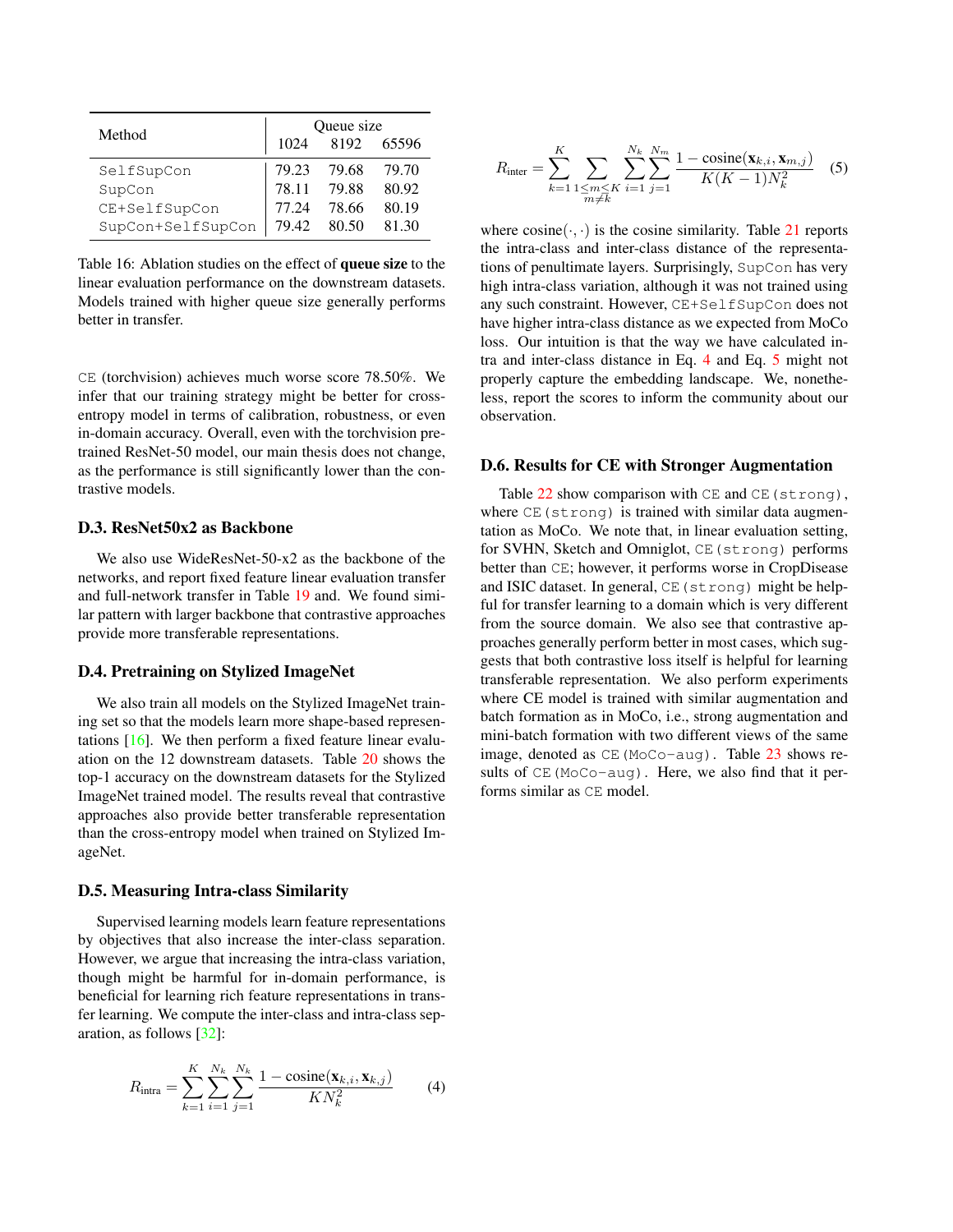| Method | Queue size | | |
|---|---|---|---|
| | 1024 | 8192 | 65596 |
| SelfSupCon | 79.23 | 79.68 | 79.70 |
| SupCon | 78.11 | 79.88 | 80.92 |
| CE+SelfSupCon | 77.24 | 78.66 | 80.19 |
| SupCon+SelfSupCon | 79.42 | 80.50 | 81.30 |

Table 16: Ablation studies on the effect of **queue size** to the linear evaluation performance on the downstream datasets. Models trained with higher queue size generally performs better in transfer.

CE (torchvision) achieves much worse score 78.50%. We infer that our training strategy might be better for cross-entropy model in terms of calibration, robustness, or even in-domain accuracy. Overall, even with the torchvision pretrained ResNet-50 model, our main thesis does not change, as the performance is still significantly lower than the contrastive models.

### D.3. ResNet50x2 as Backbone

We also use WideResNet-50-x2 as the backbone of the networks, and report fixed feature linear evaluation transfer and full-network transfer in Table 19 and. We found similar pattern with larger backbone that contrastive approaches provide more transferable representations.

### D.4. Pretraining on Stylized ImageNet

We also train all models on the Stylized ImageNet training set so that the models learn more shape-based representations [16]. We then perform a fixed feature linear evaluation on the 12 downstream datasets. Table 20 shows the top-1 accuracy on the downstream datasets for the Stylized ImageNet trained model. The results reveal that contrastive approaches also provide better transferable representation than the cross-entropy model when trained on Stylized ImageNet.

### D.5. Measuring Intra-class Similarity

Supervised learning models learn feature representations by objectives that also increase the inter-class separation. However, we argue that increasing the intra-class variation, though might be harmful for in-domain performance, is beneficial for learning rich feature representations in transfer learning. We compute the inter-class and intra-class separation, as follows [32]:

$$R_{\text{intra}} = \sum_{k=1}^{K} \sum_{i=1}^{N_k} \sum_{j=1}^{N_k} \frac{1 - \text{cosine}(\mathbf{x}_{k,i}, \mathbf{x}_{k,j})}{K N_k^2} \tag{4}$$

$$R_{\text{inter}} = \sum_{k=1}^{K} \sum_{\substack{1 \leq m \leq K \\ m \neq k}} \sum_{i=1}^{N_k} \sum_{j=1}^{N_m} \frac{1 - \text{cosine}(\mathbf{x}_{k,i}, \mathbf{x}_{m,j})}{K(K-1) N_k^2} \tag{5}$$

where $\text{cosine}(\cdot, \cdot)$ is the cosine similarity. Table 21 reports the intra-class and inter-class distance of the representations of penultimate layers. Surprisingly, SupCon has very high intra-class variation, although it was not trained using any such constraint. However, CE+SelfSupCon does not have higher intra-class distance as we expected from MoCo loss. Our intuition is that the way we have calculated intra and inter-class distance in Eq. 4 and Eq. 5 might not properly capture the embedding landscape. We, nonetheless, report the scores to inform the community about our observation.

### D.6. Results for CE with Stronger Augmentation

Table 22 show comparison with CE and CE(strong), where CE(strong) is trained with similar data augmentation as MoCo. We note that, in linear evaluation setting, for SVHN, Sketch and Omniglot, CE(strong) performs better than CE; however, it performs worse in CropDisease and ISIC dataset. In general, CE(strong) might be helpful for transfer learning to a domain which is very different from the source domain. We also see that contrastive approaches generally perform better in most cases, which suggests that both contrastive loss itself is helpful for learning transferable representation. We also perform experiments where CE model is trained with similar augmentation and batch formation as in MoCo, i.e., strong augmentation and mini-batch formation with two different views of the same image, denoted as CE(MoCo-aug). Table 23 shows results of CE(MoCo-aug). Here, we also find that it performs similar as CE model.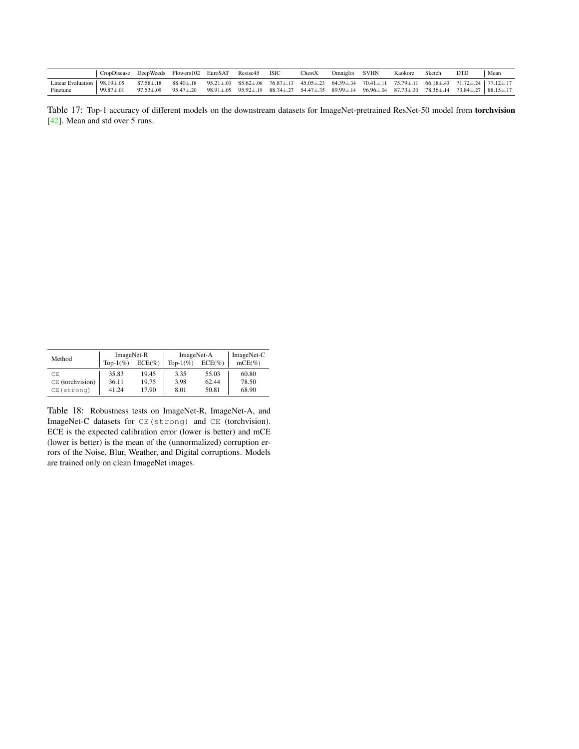| | CropDisease | DeepWeeds | Flowers102 | EuroSAT | Resisc45 | ISIC | ChestX | Omniglot | SVHN | Kaokore | Sketch | DTD | Mean |
|---|---|---|---|---|---|---|---|---|---|---|---|---|---|
| Linear Evaluation | 98.19±.05 | 87.58±.18 | 88.40±.18 | 95.21±.03 | 85.62±.06 | 76.87±.13 | 45.05±.23 | 64.39±.34 | 70.41±.11 | 75.79±.11 | 66.18±.43 | 71.72±.24 | 77.12±.17 |
| Finetune | 99.87±.01 | 97.53±.09 | 95.47±.20 | 98.91±.05 | 95.92±.19 | 88.74±.27 | 54.47±.35 | 89.99±.14 | 96.96±.04 | 87.73±.30 | 78.36±.14 | 73.84±.27 | 88.15±.17 |

Table 17: Top-1 accuracy of different models on the downstream datasets for ImageNet-pretrained ResNet-50 model from **torchvision** [42]. Mean and std over 5 runs.

| Method | ImageNet-R | | ImageNet-A | | ImageNet-C |
|---|---|---|---|---|---|
| | Top-1(%) | ECE(%) | Top-1(%) | ECE(%) | mCE(%) |
| `CE` | 35.83 | 19.45 | 3.35 | 55.03 | 60.80 |
| `CE` (torchvision) | 36.11 | 19.75 | 3.98 | 62.44 | 78.50 |
| `CE(strong)` | 41.24 | 17.90 | 8.01 | 50.81 | 68.90 |

Table 18: Robustness tests on ImageNet-R, ImageNet-A, and ImageNet-C datasets for `CE(strong)` and `CE` (torchvision). ECE is the expected calibration error (lower is better) and mCE (lower is better) is the mean of the (unnormalized) corruption errors of the Noise, Blur, Weather, and Digital corruptions. Models are trained only on clean ImageNet images.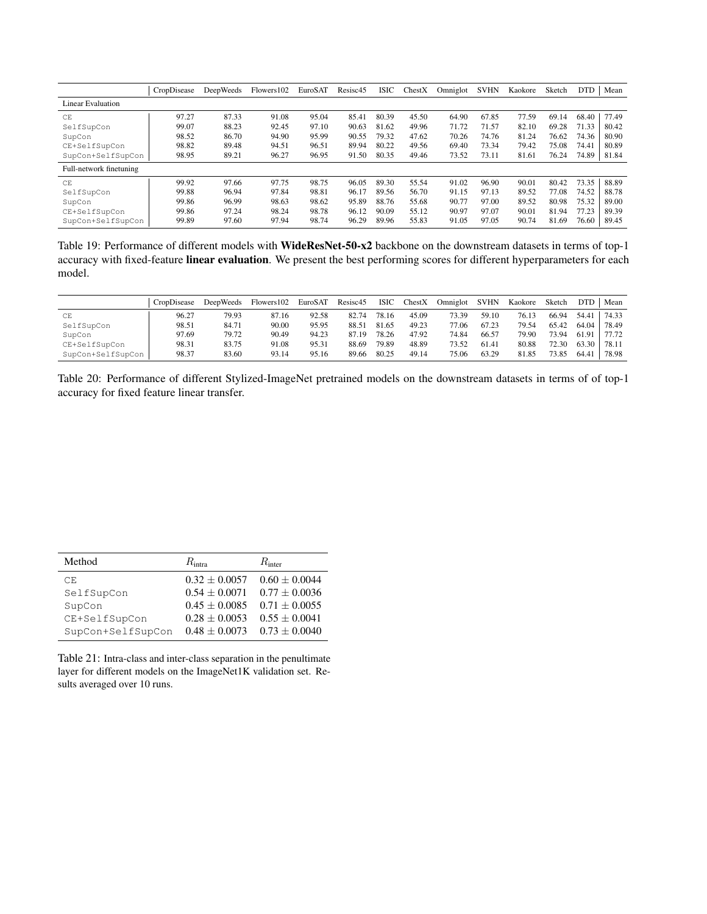| | CropDisease | DeepWeeds | Flowers102 | EuroSAT | Resisc45 | ISIC | ChestX | Omniglot | SVHN | Kaokore | Sketch | DTD | Mean |
|---|---|---|---|---|---|---|---|---|---|---|---|---|---|
| Linear Evaluation | | | | | | | | | | | | | |
| CE | 97.27 | 87.33 | 91.08 | 95.04 | 85.41 | 80.39 | 45.50 | 64.90 | 67.85 | 77.59 | 69.14 | 68.40 | 77.49 |
| SelfSupCon | 99.07 | 88.23 | 92.45 | 97.10 | 90.63 | 81.62 | 49.96 | 71.72 | 71.57 | 82.10 | 69.28 | 71.33 | 80.42 |
| SupCon | 98.52 | 86.70 | 94.90 | 95.99 | 90.55 | 79.32 | 47.62 | 70.26 | 74.76 | 81.24 | 76.62 | 74.36 | 80.90 |
| CE+SelfSupCon | 98.82 | 89.48 | 94.51 | 96.51 | 89.94 | 80.22 | 49.56 | 69.40 | 73.34 | 79.42 | 75.08 | 74.41 | 80.89 |
| SupCon+SelfSupCon | 98.95 | 89.21 | 96.27 | 96.95 | 91.50 | 80.35 | 49.46 | 73.52 | 73.11 | 81.61 | 76.24 | 74.89 | 81.84 |
| Full-network finetuning | | | | | | | | | | | | | |
| CE | 99.92 | 97.66 | 97.75 | 98.75 | 96.05 | 89.30 | 55.54 | 91.02 | 96.90 | 90.01 | 80.42 | 73.35 | 88.89 |
| SelfSupCon | 99.88 | 96.94 | 97.84 | 98.81 | 96.17 | 89.56 | 56.70 | 91.15 | 97.13 | 89.52 | 77.08 | 74.52 | 88.78 |
| SupCon | 99.86 | 96.99 | 98.63 | 98.62 | 95.89 | 88.76 | 55.68 | 90.77 | 97.00 | 89.52 | 80.98 | 75.32 | 89.00 |
| CE+SelfSupCon | 99.86 | 97.24 | 98.24 | 98.78 | 96.12 | 90.09 | 55.12 | 90.97 | 97.07 | 90.01 | 81.94 | 77.23 | 89.39 |
| SupCon+SelfSupCon | 99.89 | 97.60 | 97.94 | 98.74 | 96.29 | 89.96 | 55.83 | 91.05 | 97.05 | 90.74 | 81.69 | 76.60 | 89.45 |

Table 19: Performance of different models with **WideResNet-50-x2** backbone on the downstream datasets in terms of top-1 accuracy with fixed-feature **linear evaluation**. We present the best performing scores for different hyperparameters for each model.

| | CropDisease | DeepWeeds | Flowers102 | EuroSAT | Resisc45 | ISIC | ChestX | Omniglot | SVHN | Kaokore | Sketch | DTD | Mean |
|---|---|---|---|---|---|---|---|---|---|---|---|---|---|
| CE | 96.27 | 79.93 | 87.16 | 92.58 | 82.74 | 78.16 | 45.09 | 73.39 | 59.10 | 76.13 | 66.94 | 54.41 | 74.33 |
| SelfSupCon | 98.51 | 84.71 | 90.00 | 95.95 | 88.51 | 81.65 | 49.23 | 77.06 | 67.23 | 79.54 | 65.42 | 64.04 | 78.49 |
| SupCon | 97.69 | 79.72 | 90.49 | 94.23 | 87.19 | 78.26 | 47.92 | 74.84 | 66.57 | 79.90 | 73.94 | 61.91 | 77.72 |
| CE+SelfSupCon | 98.31 | 83.75 | 91.08 | 95.31 | 88.69 | 79.89 | 48.89 | 73.52 | 61.41 | 80.88 | 72.30 | 63.30 | 78.11 |
| SupCon+SelfSupCon | 98.37 | 83.60 | 93.14 | 95.16 | 89.66 | 80.25 | 49.14 | 75.06 | 63.29 | 81.85 | 73.85 | 64.41 | 78.98 |

Table 20: Performance of different Stylized-ImageNet pretrained models on the downstream datasets in terms of of top-1 accuracy for fixed feature linear transfer.

| Method | $R_{\text{intra}}$ | $R_{\text{inter}}$ |
|---|---|---|
| CE | $0.32 \pm 0.0057$ | $0.60 \pm 0.0044$ |
| SelfSupCon | $0.54 \pm 0.0071$ | $0.77 \pm 0.0036$ |
| SupCon | $0.45 \pm 0.0085$ | $0.71 \pm 0.0055$ |
| CE+SelfSupCon | $0.28 \pm 0.0053$ | $0.55 \pm 0.0041$ |
| SupCon+SelfSupCon | $0.48 \pm 0.0073$ | $0.73 \pm 0.0040$ |

Table 21: Intra-class and inter-class separation in the penultimate layer for different models on the ImageNet1K validation set. Results averaged over 10 runs.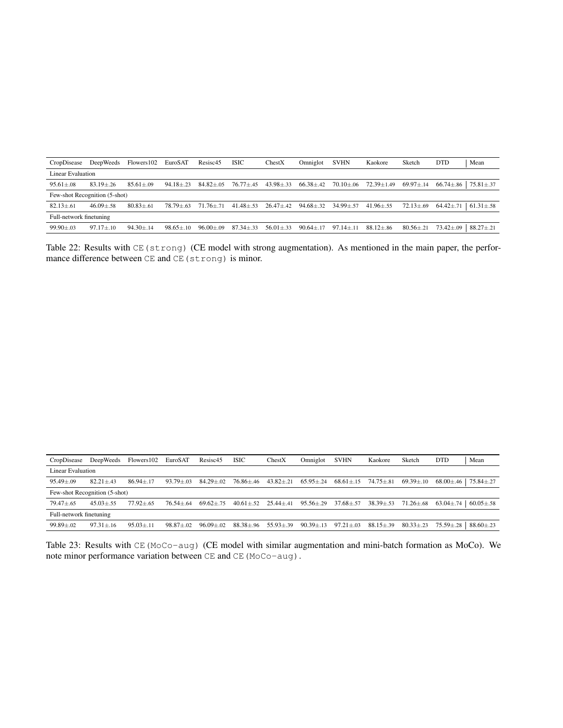| CropDisease | DeepWeeds | Flowers102 | EuroSAT | Resisc45 | ISIC | ChestX | Omniglot | SVHN | Kaokore | Sketch | DTD | Mean |
|---|---|---|---|---|---|---|---|---|---|---|---|---|
| Linear Evaluation | | | | | | | | | | | | |
| 95.61±.08 | 83.19±.26 | 85.61±.09 | 94.18±.23 | 84.82±.05 | 76.77±.45 | 43.98±.33 | 66.38±.42 | 70.10±.06 | 72.39±1.49 | 69.97±.14 | 66.74±.86 | 75.81±.37 |
| Few-shot Recognition (5-shot) | | | | | | | | | | | | |
| 82.13±.61 | 46.09±.58 | 80.83±.61 | 78.79±.63 | 71.76±.71 | 41.48±.53 | 26.47±.42 | 94.68±.32 | 34.99±.57 | 41.96±.55 | 72.13±.69 | 64.42±.71 | 61.31±.58 |
| Full-network finetuning | | | | | | | | | | | | |
| 99.90±.03 | 97.17±.10 | 94.30±.14 | 98.65±.10 | 96.00±.09 | 87.34±.33 | 56.01±.33 | 90.64±.17 | 97.14±.11 | 88.12±.86 | 80.56±.21 | 73.42±.09 | 88.27±.21 |

Table 22: Results with `CE(strong)` (CE model with strong augmentation). As mentioned in the main paper, the performance difference between `CE` and `CE(strong)` is minor.

| CropDisease | DeepWeeds | Flowers102 | EuroSAT | Resisc45 | ISIC | ChestX | Omniglot | SVHN | Kaokore | Sketch | DTD | Mean |
|---|---|---|---|---|---|---|---|---|---|---|---|---|
| Linear Evaluation | | | | | | | | | | | | |
| 95.49±.09 | 82.21±.43 | 86.94±.17 | 93.79±.03 | 84.29±.02 | 76.86±.46 | 43.82±.21 | 65.95±.24 | 68.61±.15 | 74.75±.81 | 69.39±.10 | 68.00±.46 | 75.84±.27 |
| Few-shot Recognition (5-shot) | | | | | | | | | | | | |
| 79.47±.65 | 45.03±.55 | 77.92±.65 | 76.54±.64 | 69.62±.75 | 40.61±.52 | 25.44±.41 | 95.56±.29 | 37.68±.57 | 38.39±.53 | 71.26±.68 | 63.04±.74 | 60.05±.58 |
| Full-network finetuning | | | | | | | | | | | | |
| 99.89±.02 | 97.31±.16 | 95.03±.11 | 98.87±.02 | 96.09±.02 | 88.38±.96 | 55.93±.39 | 90.39±.13 | 97.21±.03 | 88.15±.39 | 80.33±.23 | 75.59±.28 | 88.60±.23 |

Table 23: Results with `CE(MoCo-aug)` (CE model with similar augmentation and mini-batch formation as MoCo). We note minor performance variation between `CE` and `CE(MoCo-aug)`.